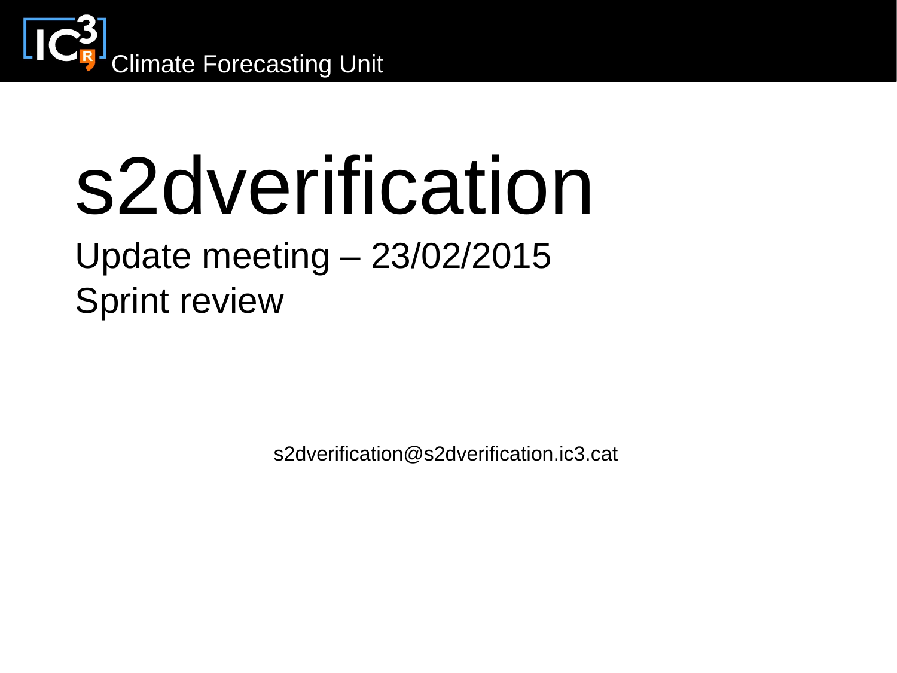Climate Forecasting Unit

# s2dverification

Update meeting – 23/02/2015

Sprint review

s2dverification@s2dverification.ic3.cat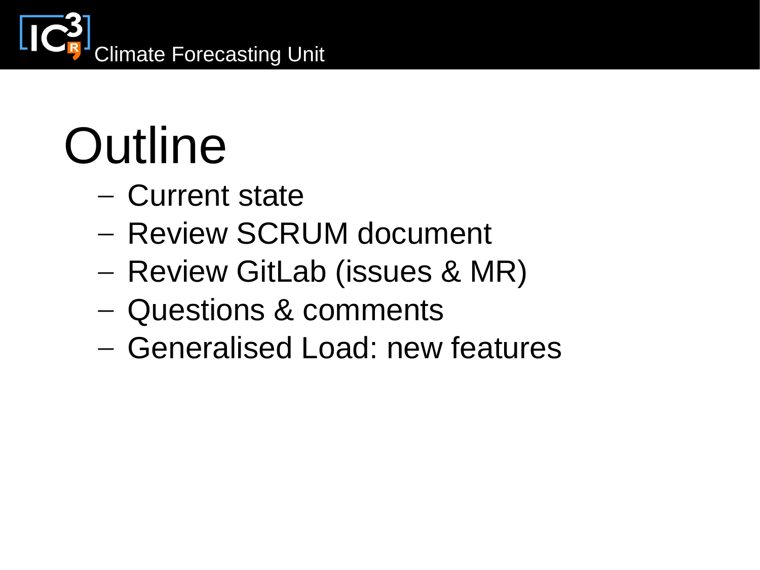# Outline

- Current state
- Review SCRUM document
- Review GitLab (issues & MR)
- Questions & comments
- Generalised Load: new features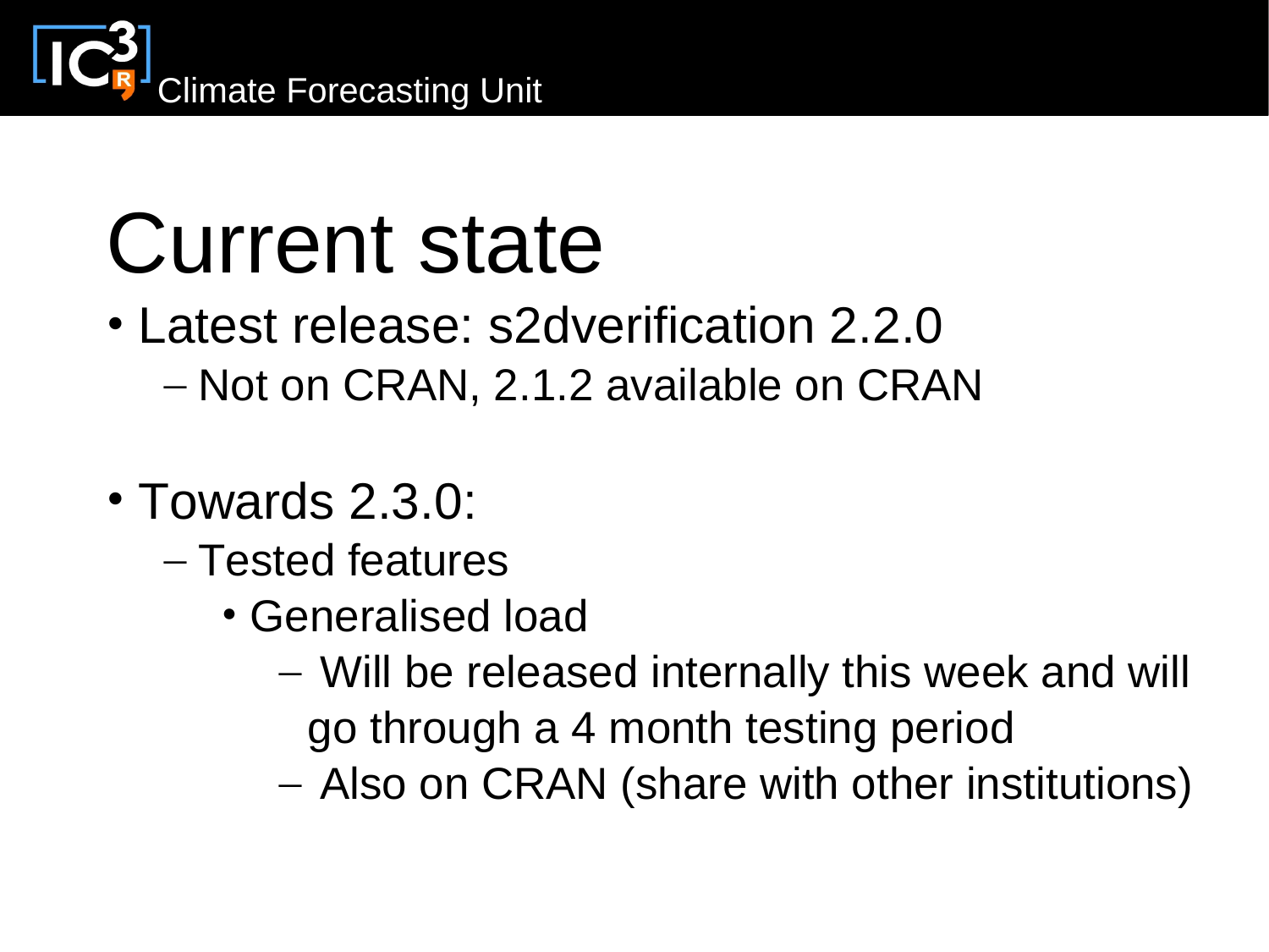# Current state

- Latest release: s2dverification 2.2.0
  - Not on CRAN, 2.1.2 available on CRAN
- Towards 2.3.0:
  - Tested features
    - Generalised load
      - Will be released internally this week and will go through a 4 month testing period
      - Also on CRAN (share with other institutions)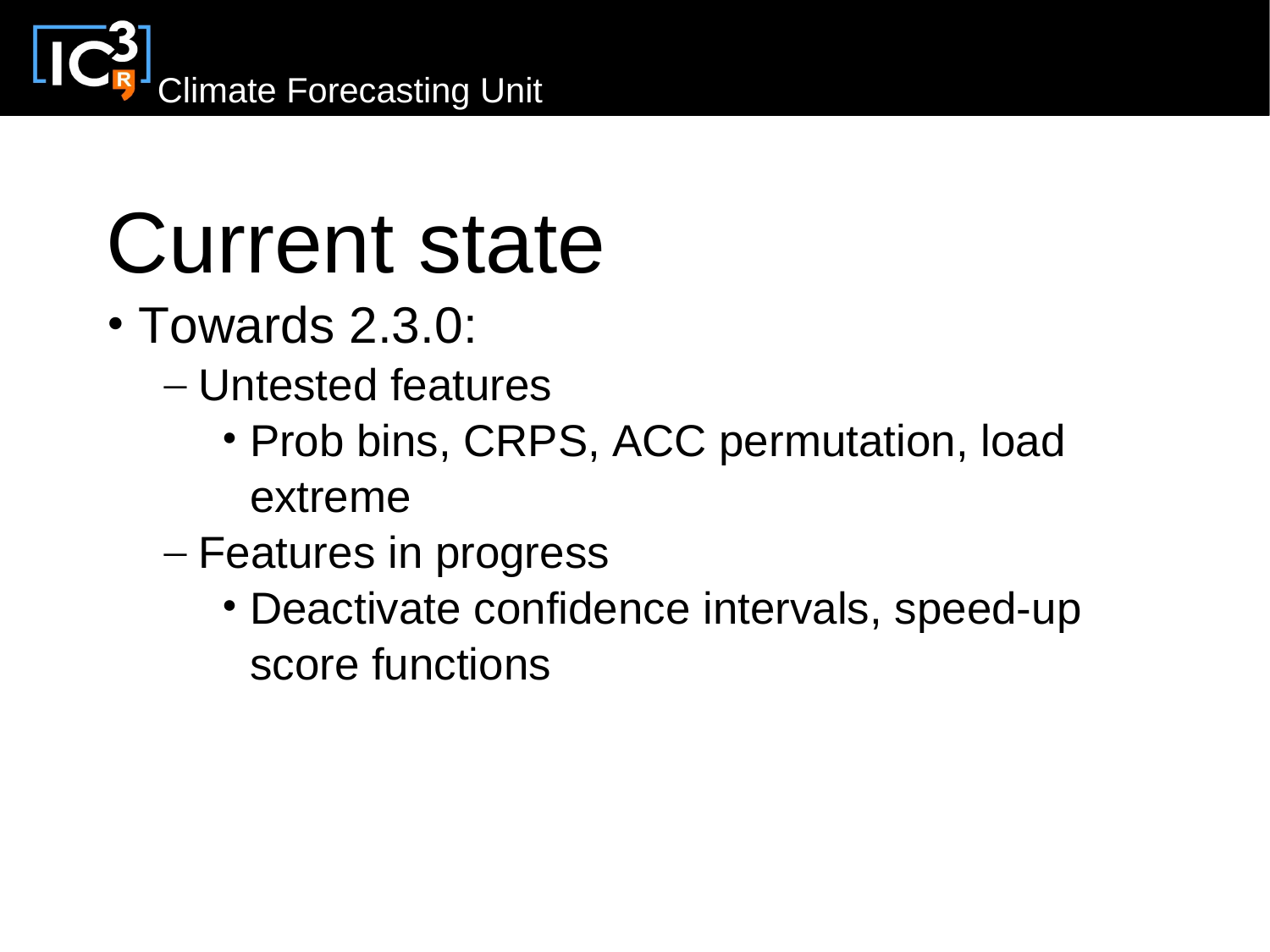# Current state

- Towards 2.3.0:
  - Untested features
    - Prob bins, CRPS, ACC permutation, load extreme
  - Features in progress
    - Deactivate confidence intervals, speed-up score functions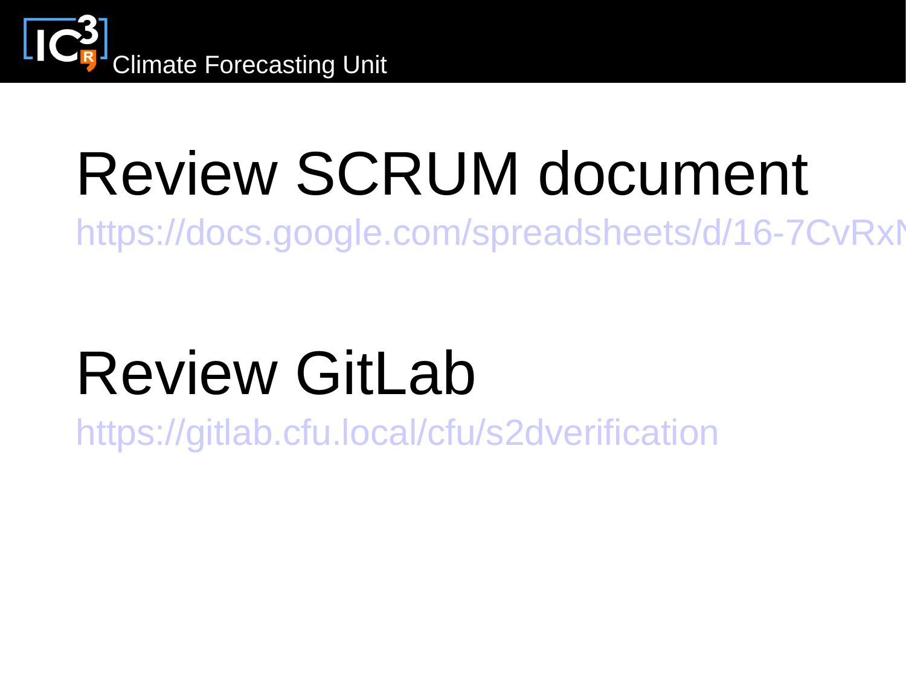# Review SCRUM document

https://docs.google.com/spreadsheets/d/16-7CvRxN

# Review GitLab

https://gitlab.cfu.local/cfu/s2dverification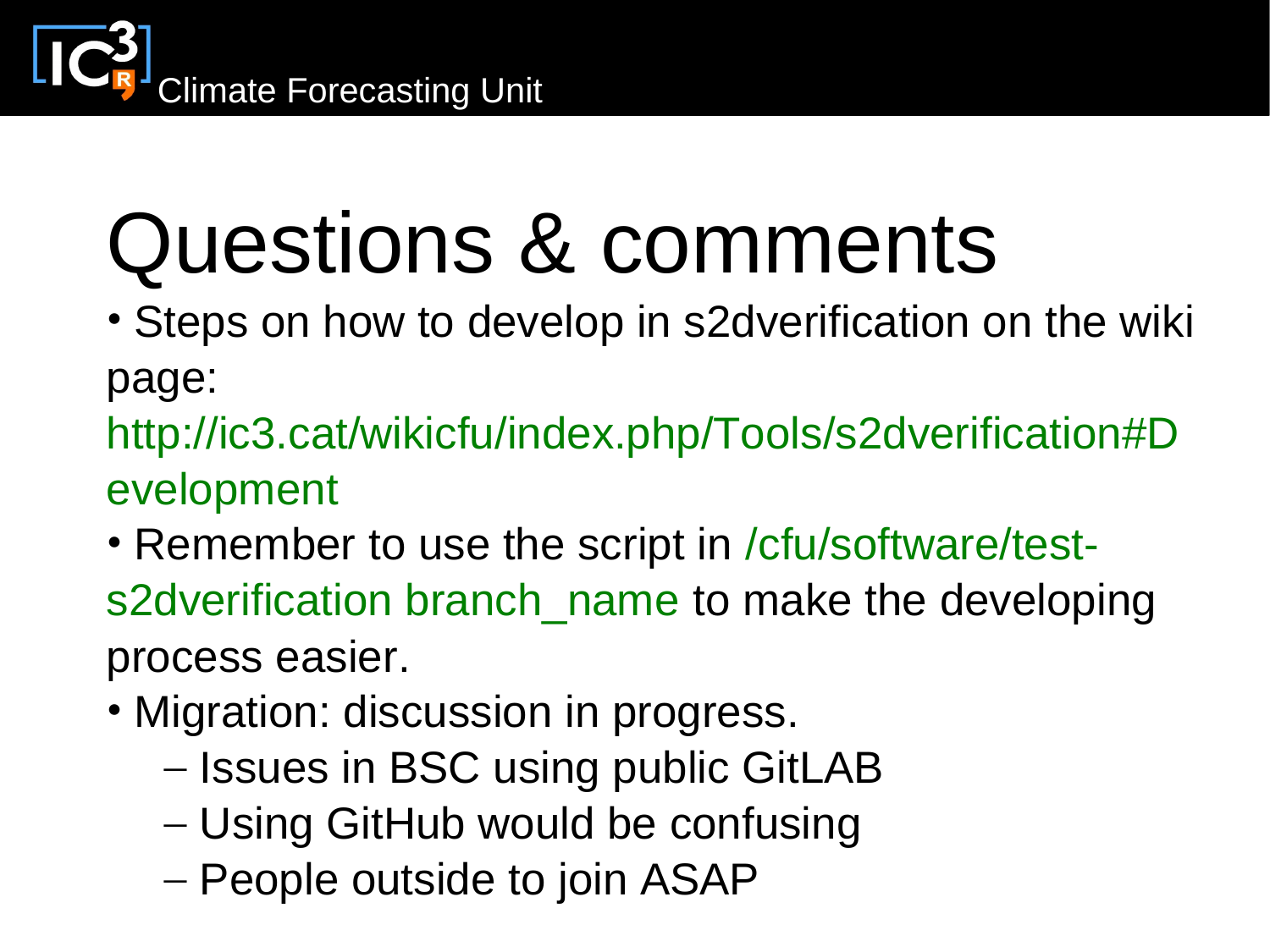# Questions & comments

- Steps on how to develop in s2dverification on the wiki page: http://ic3.cat/wikicfu/index.php/Tools/s2dverification#Development
- Remember to use the script in /cfu/software/test-s2dverification branch_name to make the developing process easier.
- Migration: discussion in progress.
  - Issues in BSC using public GitLAB
  - Using GitHub would be confusing
  - People outside to join ASAP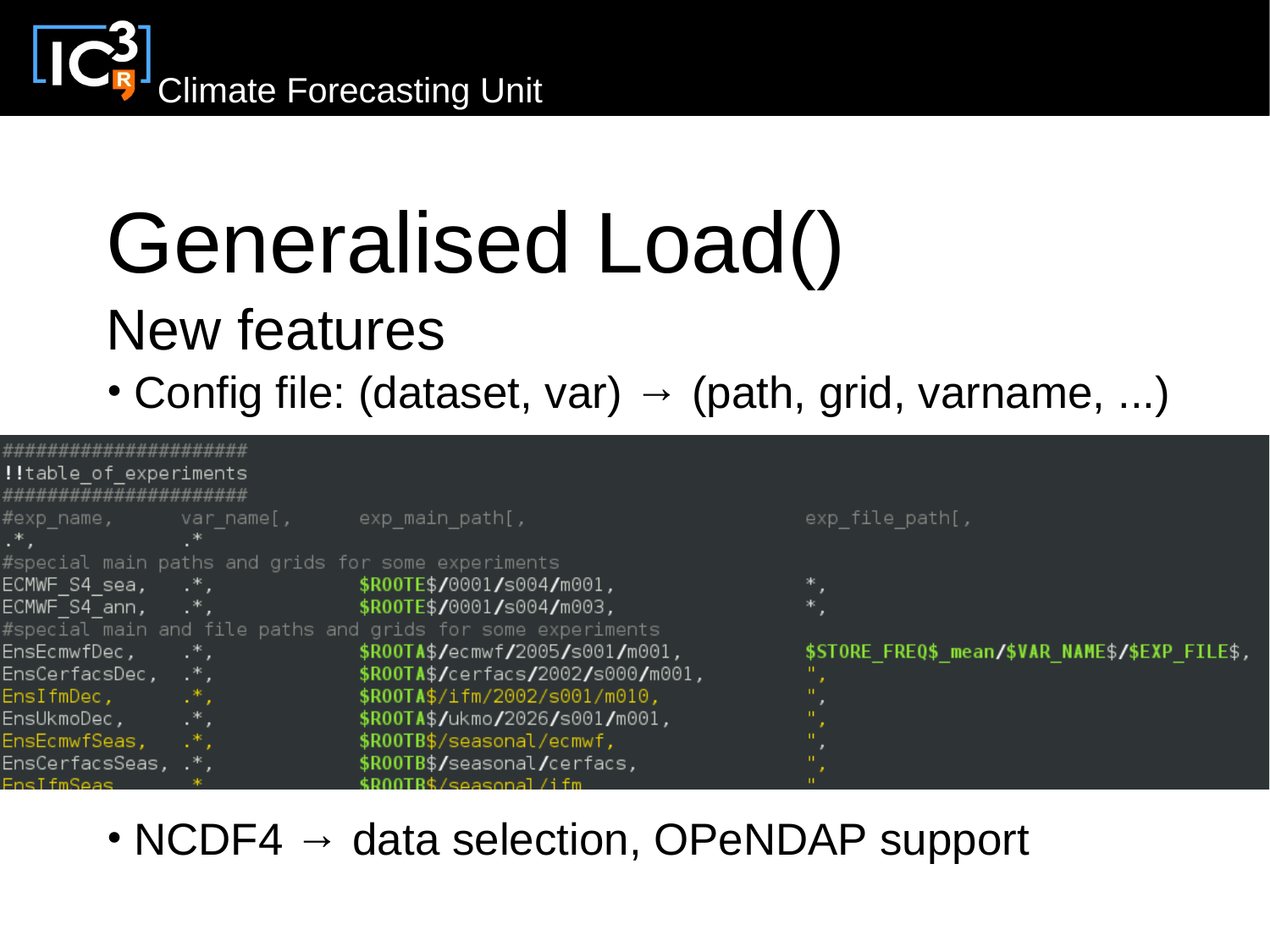# Generalised Load()

## New features

- Config file: (dataset, var) → (path, grid, varname, ...)

```
######################
!!table_of_experiments
######################
#exp_name,       var_name[,      exp_main_path[,                         exp_file_path[,
.*,              .*
#special main paths and grids for some experiments
ECMWF_S4_sea,    .*,             $ROOTE$/0001/s004/m001,                 *,
ECMWF_S4_ann,    .*,             $ROOTE$/0001/s004/m003,                 *,
#special main and file paths and grids for some experiments
EnsEcmwfDec,     .*,             $ROOTA$/ecmwf/2005/s001/m001,           $STORE_FREQ$_mean/$VAR_NAME$/$EXP_FILE$,
EnsCerfacsDec,   .*,             $ROOTA$/cerfacs/2002/s000/m001,         ",
EnsIfmDec,       .*,             $ROOTA$/ifm/2002/s001/m010,             ",
EnsUkmoDec,      .*,             $ROOTA$/ukmo/2026/s001/m001,            ",
EnsEcmwfSeas,    .*,             $ROOTB$/seasonal/ecmwf,                 ",
EnsCerfacsSeas,  .*,             $ROOTB$/seasonal/cerfacs,               ",
EnsIfmSeas,      .*,             $ROOTB$/seasonal/ifm                    "
```

- NCDF4 → data selection, OPeNDAP support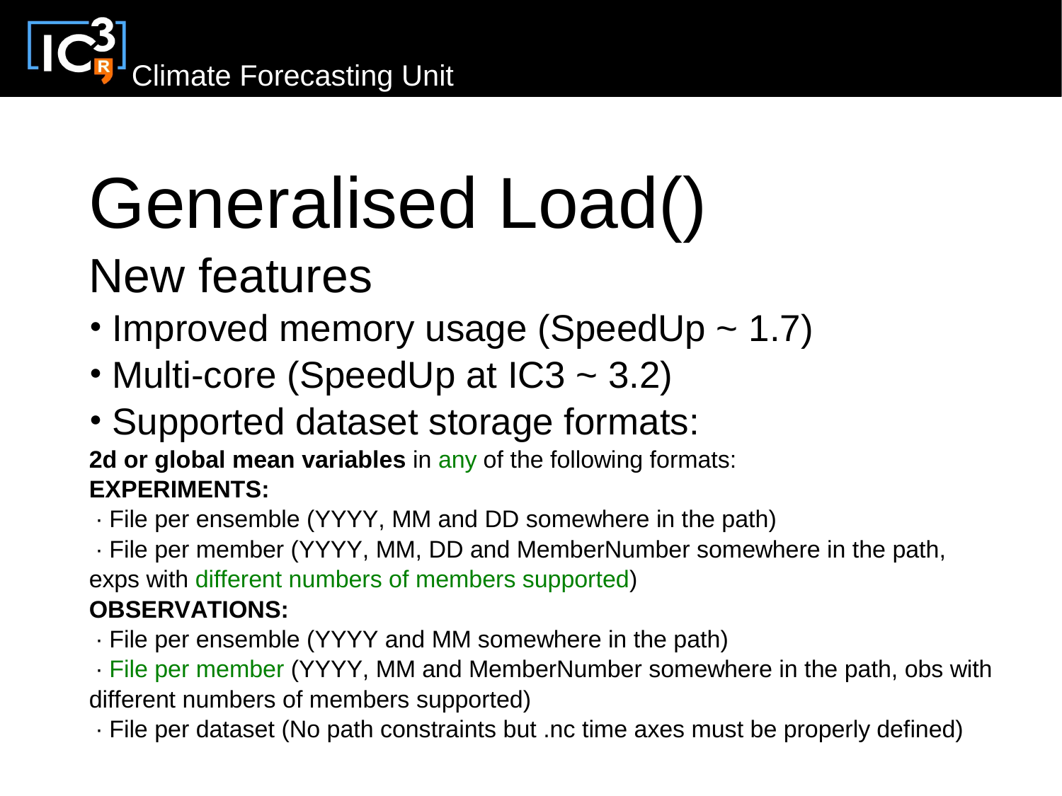# Generalised Load()

## New features

- Improved memory usage (SpeedUp ~ 1.7)
- Multi-core (SpeedUp at IC3 ~ 3.2)
- Supported dataset storage formats:

**2d or global mean variables** in any of the following formats:

**EXPERIMENTS:**

· File per ensemble (YYYY, MM and DD somewhere in the path)

· File per member (YYYY, MM, DD and MemberNumber somewhere in the path, exps with different numbers of members supported)

**OBSERVATIONS:**

· File per ensemble (YYYY and MM somewhere in the path)

· File per member (YYYY, MM and MemberNumber somewhere in the path, obs with different numbers of members supported)

· File per dataset (No path constraints but .nc time axes must be properly defined)